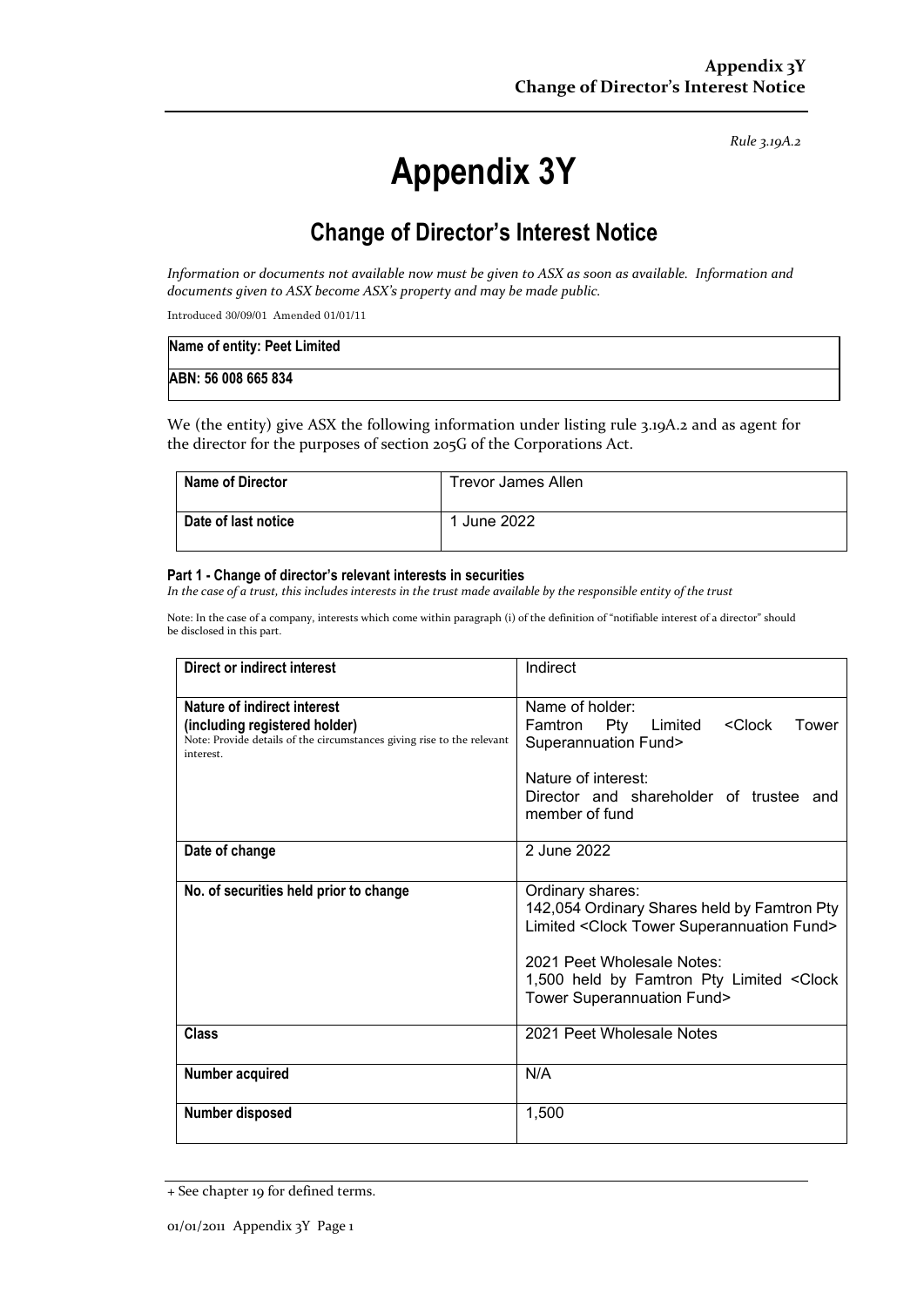*Rule 3.19A.2*

# Appendix 3Y

## Change of Director's Interest Notice

*Information or documents not available now must be given to ASX as soon as available. Information and documents given to ASX become ASX's property and may be made public.*

Introduced 30/09/01 Amended 01/01/11

| **Name of entity: Peet Limited** |
|---|
| **ABN: 56 008 665 834** |

We (the entity) give ASX the following information under listing rule 3.19A.2 and as agent for the director for the purposes of section 205G of the Corporations Act.

| **Name of Director** | Trevor James Allen |
|---|---|
| **Date of last notice** | 1 June 2022 |

#### Part 1 - Change of director's relevant interests in securities

*In the case of a trust, this includes interests in the trust made available by the responsible entity of the trust*

Note: In the case of a company, interests which come within paragraph (i) of the definition of "notifiable interest of a director" should be disclosed in this part.

| **Direct or indirect interest** | Indirect |
|---|---|
| **Nature of indirect interest (including registered holder)**<br>Note: Provide details of the circumstances giving rise to the relevant interest. | Name of holder:<br>Famtron Pty Limited <Clock Tower Superannuation Fund><br><br>Nature of interest:<br>Director and shareholder of trustee and member of fund |
| **Date of change** | 2 June 2022 |
| **No. of securities held prior to change** | Ordinary shares:<br>142,054 Ordinary Shares held by Famtron Pty Limited <Clock Tower Superannuation Fund><br><br>2021 Peet Wholesale Notes:<br>1,500 held by Famtron Pty Limited <Clock Tower Superannuation Fund> |
| **Class** | 2021 Peet Wholesale Notes |
| **Number acquired** | N/A |
| **Number disposed** | 1,500 |

+ See chapter 19 for defined terms.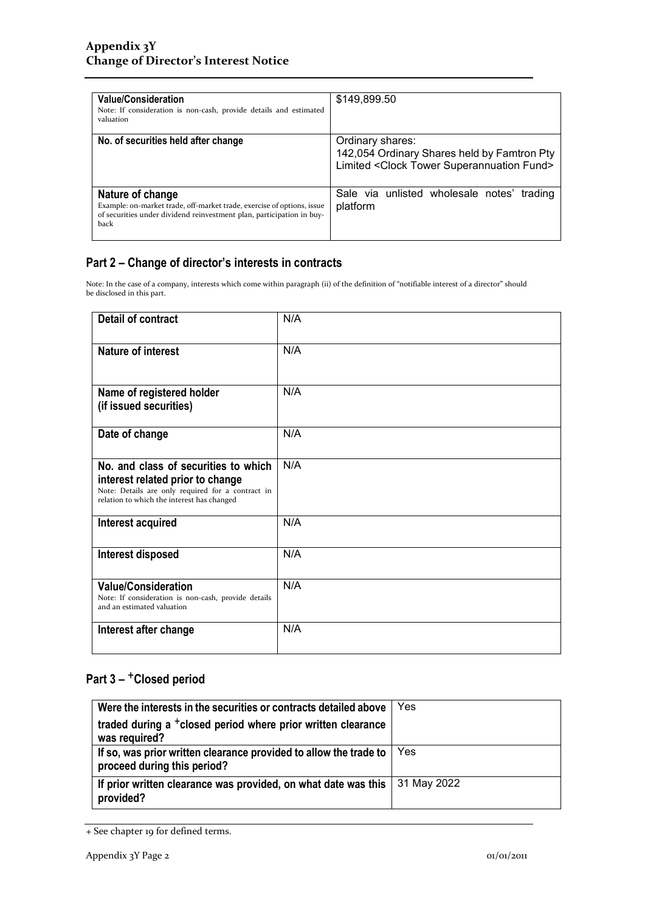| | |
|---|---|
| **Value/Consideration**<br>Note: If consideration is non-cash, provide details and estimated valuation | $149,899.50 |
| **No. of securities held after change** | Ordinary shares:<br>142,054 Ordinary Shares held by Famtron Pty Limited <Clock Tower Superannuation Fund> |
| **Nature of change**<br>Example: on-market trade, off-market trade, exercise of options, issue of securities under dividend reinvestment plan, participation in buy-back | Sale via unlisted wholesale notes' trading platform |

## Part 2 – Change of director's interests in contracts

Note: In the case of a company, interests which come within paragraph (ii) of the definition of "notifiable interest of a director" should be disclosed in this part.

| | |
|---|---|
| **Detail of contract** | N/A |
| **Nature of interest** | N/A |
| **Name of registered holder (if issued securities)** | N/A |
| **Date of change** | N/A |
| **No. and class of securities to which interest related prior to change**<br>Note: Details are only required for a contract in relation to which the interest has changed | N/A |
| **Interest acquired** | N/A |
| **Interest disposed** | N/A |
| **Value/Consideration**<br>Note: If consideration is non-cash, provide details and an estimated valuation | N/A |
| **Interest after change** | N/A |

## Part 3 – +Closed period

| | |
|---|---|
| **Were the interests in the securities or contracts detailed above traded during a +closed period where prior written clearance was required?** | Yes |
| **If so, was prior written clearance provided to allow the trade to proceed during this period?** | Yes |
| **If prior written clearance was provided, on what date was this provided?** | 31 May 2022 |

+ See chapter 19 for defined terms.